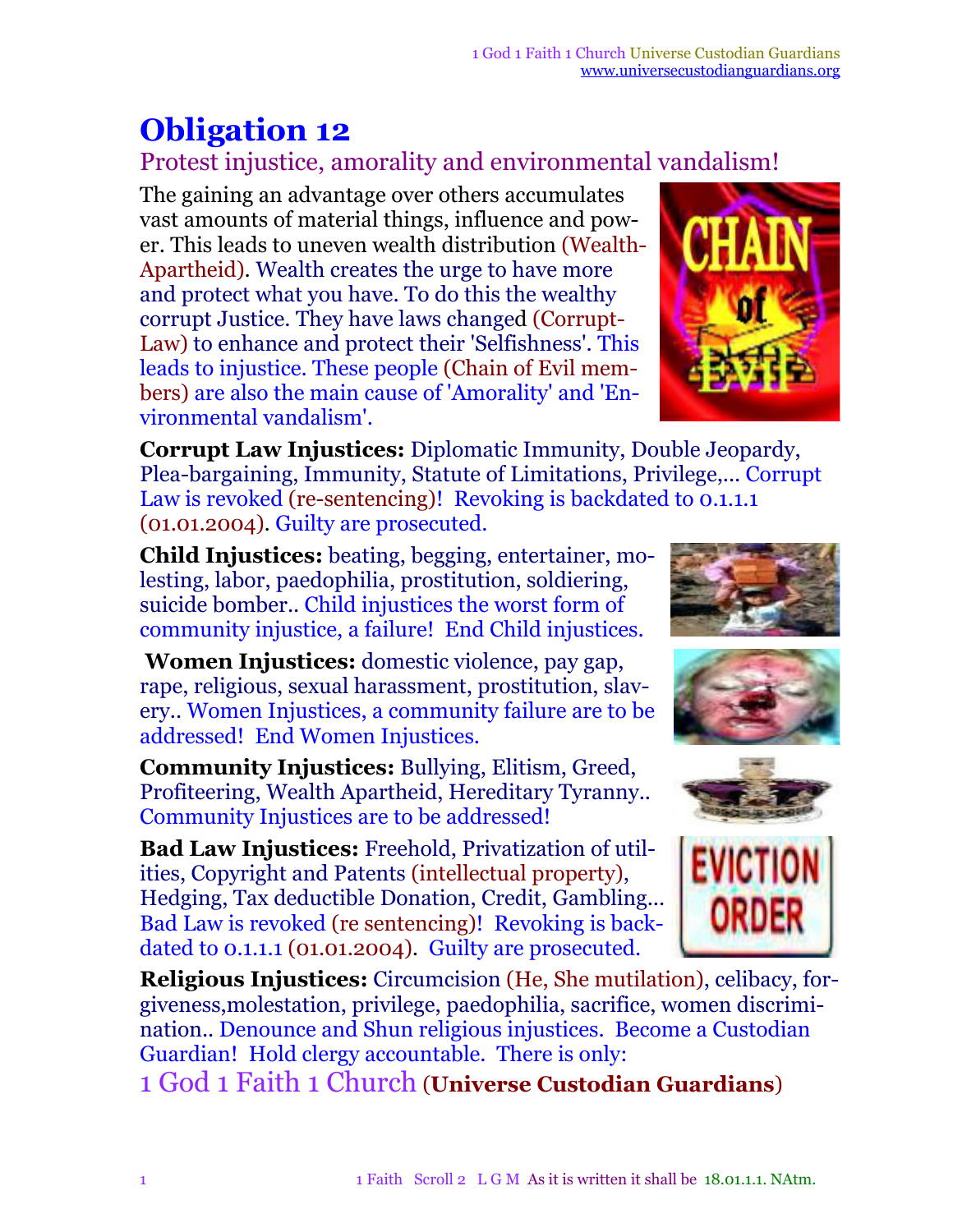# Obligation 12

## Protest injustice, amorality and environmental vandalism!

The gaining an advantage over others accumulates vast amounts of material things, influence and power. This leads to uneven wealth distribution (Wealth-Apartheid). Wealth creates the urge to have more and protect what you have. To do this the wealthy corrupt Justice. They have laws changed (Corrupt-Law) to enhance and protect their 'Selfishness'. This leads to injustice. These people (Chain of Evil members) are also the main cause of 'Amorality' and 'Environmental vandalism'.

**Corrupt Law Injustices:** Diplomatic Immunity, Double Jeopardy, Plea-bargaining, Immunity, Statute of Limitations, Privilege,... Corrupt Law is revoked (re-sentencing)! Revoking is backdated to 0.1.1.1 (01.01.2004). Guilty are prosecuted.

**Child Injustices:** beating, begging, entertainer, molesting, labor, paedophilia, prostitution, soldiering, suicide bomber.. Child injustices the worst form of community injustice, a failure! End Child injustices.

**Women Injustices:** domestic violence, pay gap, rape, religious, sexual harassment, prostitution, slavery.. Women Injustices, a community failure are to be addressed! End Women Injustices.

**Community Injustices:** Bullying, Elitism, Greed, Profiteering, Wealth Apartheid, Hereditary Tyranny.. Community Injustices are to be addressed!

**Bad Law Injustices:** Freehold, Privatization of utilities, Copyright and Patents (intellectual property), Hedging, Tax deductible Donation, Credit, Gambling... Bad Law is revoked (re sentencing)! Revoking is backdated to 0.1.1.1 (01.01.2004). Guilty are prosecuted.

**Religious Injustices:** Circumcision (He, She mutilation), celibacy, forgiveness,molestation, privilege, paedophilia, sacrifice, women discrimination.. Denounce and Shun religious injustices. Become a Custodian Guardian! Hold clergy accountable. There is only:

1 God 1 Faith 1 Church (**Universe Custodian Guardians**)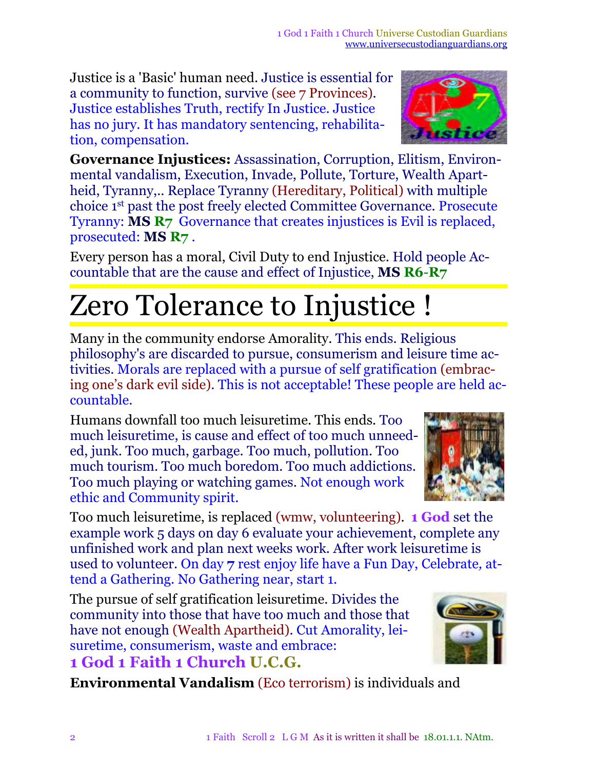Justice is a 'Basic' human need. Justice is essential for a community to function, survive (see 7 Provinces). Justice establishes Truth, rectify In Justice. Justice has no jury. It has mandatory sentencing, rehabilitation, compensation.

**Governance Injustices:** Assassination, Corruption, Elitism, Environmental vandalism, Execution, Invade, Pollute, Torture, Wealth Apartheid, Tyranny,.. Replace Tyranny (Hereditary, Political) with multiple choice 1st past the post freely elected Committee Governance. Prosecute Tyranny: **MS R7** Governance that creates injustices is Evil is replaced, prosecuted: **MS R7** .

Every person has a moral, Civil Duty to end Injustice. Hold people Accountable that are the cause and effect of Injustice, **MS R6-R7**

# Zero Tolerance to Injustice !

Many in the community endorse Amorality. This ends. Religious philosophy's are discarded to pursue, consumerism and leisure time activities. Morals are replaced with a pursue of self gratification (embracing one's dark evil side). This is not acceptable! These people are held accountable.

Humans downfall too much leisuretime. This ends. Too much leisuretime, is cause and effect of too much unneeded, junk. Too much, garbage. Too much, pollution. Too much tourism. Too much boredom. Too much addictions. Too much playing or watching games. Not enough work ethic and Community spirit.

Too much leisuretime, is replaced (wmw, volunteering). **1 God** set the example work 5 days on day 6 evaluate your achievement, complete any unfinished work and plan next weeks work. After work leisuretime is used to volunteer. On day **7** rest enjoy life have a Fun Day, Celebrate, attend a Gathering. No Gathering near, start 1.

The pursue of self gratification leisuretime. Divides the community into those that have too much and those that have not enough (Wealth Apartheid). Cut Amorality, leisuretime, consumerism, waste and embrace:

**1 God 1 Faith 1 Church U.C.G.**

**Environmental Vandalism** (Eco terrorism) is individuals and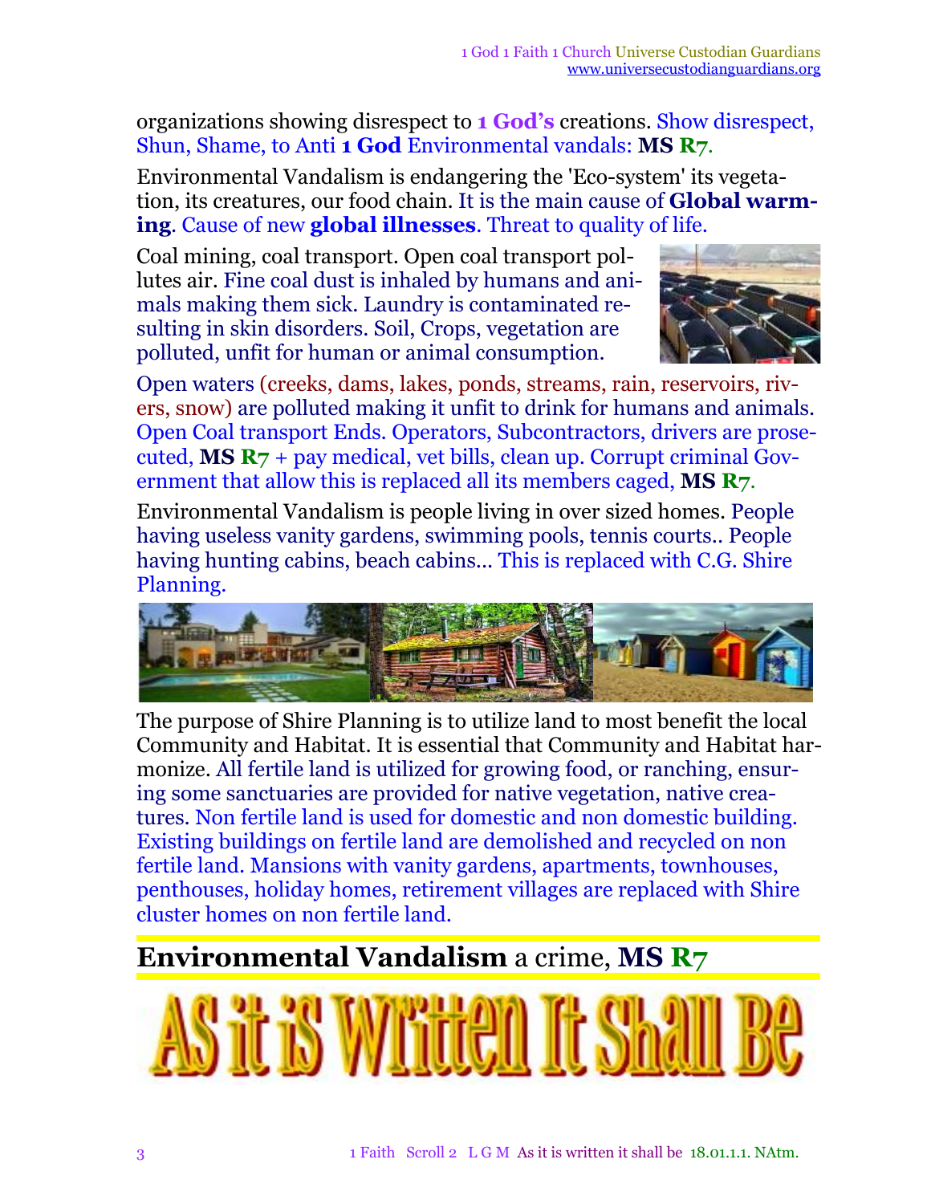organizations showing disrespect to **1 God's** creations. Show disrespect, Shun, Shame, to Anti **1 God** Environmental vandals: **MS R7**.

Environmental Vandalism is endangering the 'Eco-system' its vegetation, its creatures, our food chain. It is the main cause of **Global warming**. Cause of new **global illnesses**. Threat to quality of life.

Coal mining, coal transport. Open coal transport pollutes air. Fine coal dust is inhaled by humans and animals making them sick. Laundry is contaminated resulting in skin disorders. Soil, Crops, vegetation are polluted, unfit for human or animal consumption.

Open waters (creeks, dams, lakes, ponds, streams, rain, reservoirs, rivers, snow) are polluted making it unfit to drink for humans and animals. Open Coal transport Ends. Operators, Subcontractors, drivers are prosecuted, **MS R7** + pay medical, vet bills, clean up. Corrupt criminal Government that allow this is replaced all its members caged, **MS R7**.

Environmental Vandalism is people living in over sized homes. People having useless vanity gardens, swimming pools, tennis courts.. People having hunting cabins, beach cabins... This is replaced with C.G. Shire Planning.

The purpose of Shire Planning is to utilize land to most benefit the local Community and Habitat. It is essential that Community and Habitat harmonize. All fertile land is utilized for growing food, or ranching, ensuring some sanctuaries are provided for native vegetation, native creatures. Non fertile land is used for domestic and non domestic building. Existing buildings on fertile land are demolished and recycled on non fertile land. Mansions with vanity gardens, apartments, townhouses, penthouses, holiday homes, retirement villages are replaced with Shire cluster homes on non fertile land.

## **Environmental Vandalism** a crime, **MS R7**

AS it iS Written It Shall Be